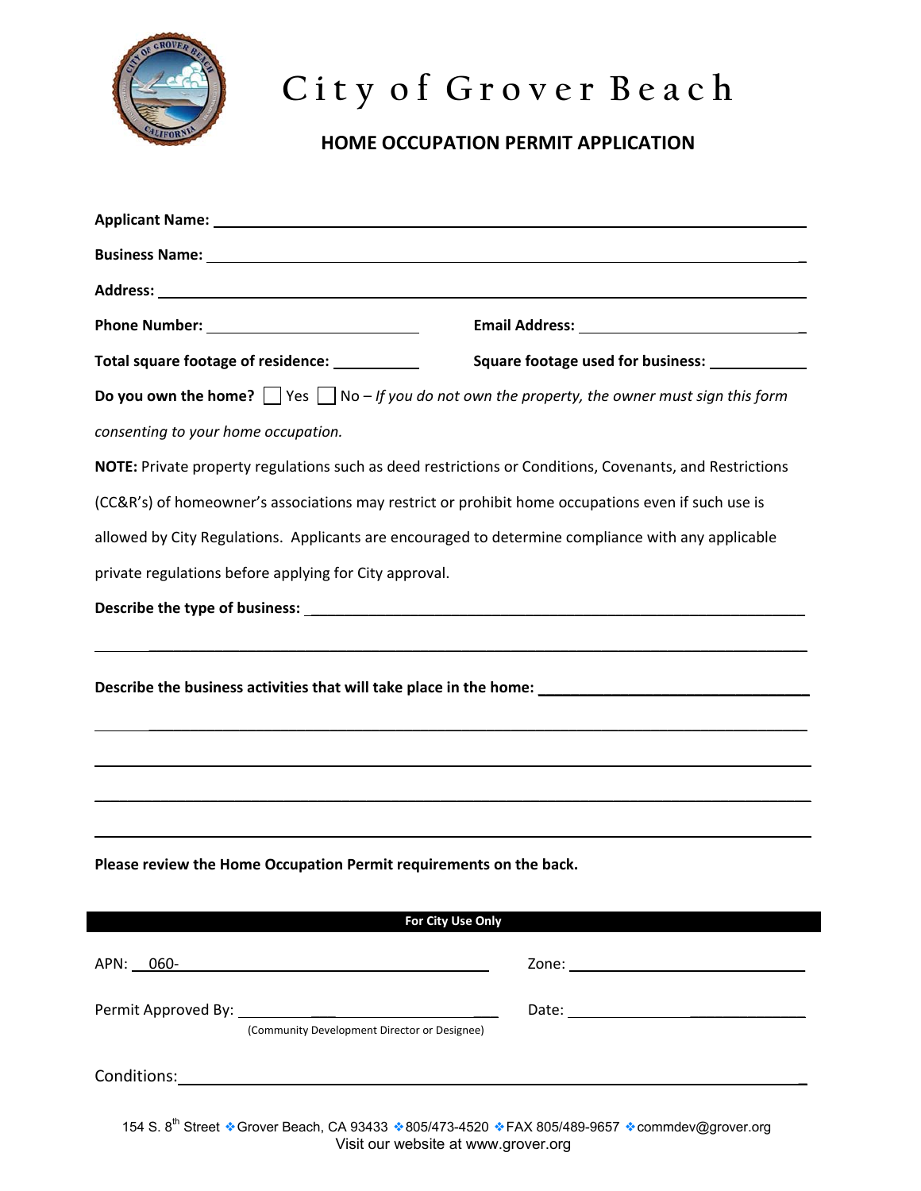# City of Grover Beach

## HOME OCCUPATION PERMIT APPLICATION

**Applicant Name:** ______________________________

**Business Name:** ______________________________

**Address:** ______________________________

**Phone Number:** ______________________________ **Email Address:** ______________________________

**Total square footage of residence:** ____________ **Square footage used for business:** ____________

**Do you own the home?** ☐ Yes ☐ No – *If you do not own the property, the owner must sign this form consenting to your home occupation.*

**NOTE:** Private property regulations such as deed restrictions or Conditions, Covenants, and Restrictions (CC&R's) of homeowner's associations may restrict or prohibit home occupations even if such use is allowed by City Regulations. Applicants are encouraged to determine compliance with any applicable private regulations before applying for City approval.

**Describe the type of business:** ______________________________

______________________________

**Describe the business activities that will take place in the home:** ______________________________

______________________________

______________________________

______________________________

______________________________

**Please review the Home Occupation Permit requirements on the back.**

**For City Use Only**

APN: 060-______________________________ Zone: ______________________________

Permit Approved By: ______________________________ Date: ______________________________
(Community Development Director or Designee)

Conditions: ______________________________

154 S. 8th Street ❖ Grover Beach, CA 93433 ❖ 805/473-4520 ❖ FAX 805/489-9657 ❖ commdev@grover.org
Visit our website at www.grover.org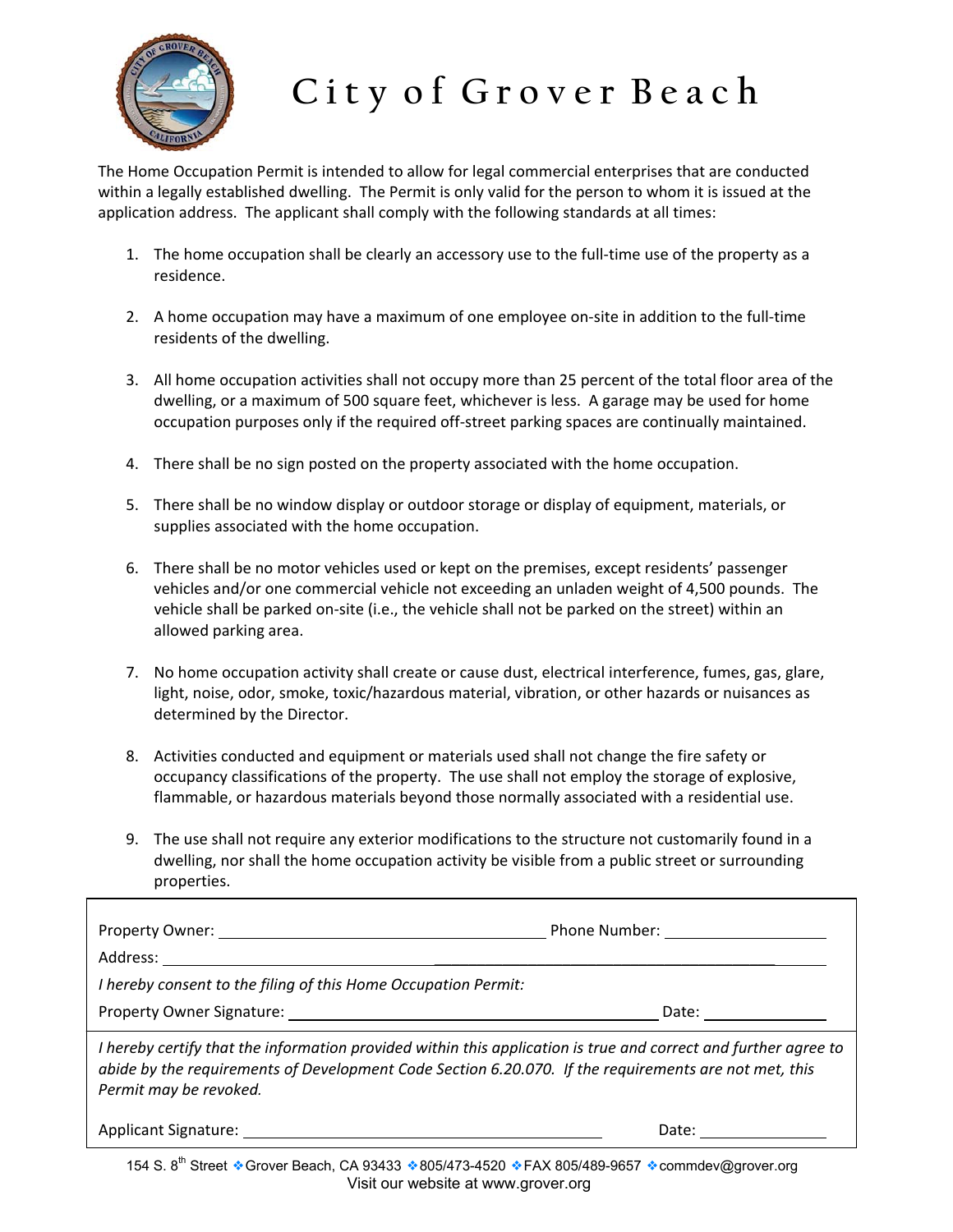# City of Grover Beach

The Home Occupation Permit is intended to allow for legal commercial enterprises that are conducted within a legally established dwelling. The Permit is only valid for the person to whom it is issued at the application address. The applicant shall comply with the following standards at all times:

1. The home occupation shall be clearly an accessory use to the full-time use of the property as a residence.
2. A home occupation may have a maximum of one employee on-site in addition to the full-time residents of the dwelling.
3. All home occupation activities shall not occupy more than 25 percent of the total floor area of the dwelling, or a maximum of 500 square feet, whichever is less. A garage may be used for home occupation purposes only if the required off-street parking spaces are continually maintained.
4. There shall be no sign posted on the property associated with the home occupation.
5. There shall be no window display or outdoor storage or display of equipment, materials, or supplies associated with the home occupation.
6. There shall be no motor vehicles used or kept on the premises, except residents' passenger vehicles and/or one commercial vehicle not exceeding an unladen weight of 4,500 pounds. The vehicle shall be parked on-site (i.e., the vehicle shall not be parked on the street) within an allowed parking area.
7. No home occupation activity shall create or cause dust, electrical interference, fumes, gas, glare, light, noise, odor, smoke, toxic/hazardous material, vibration, or other hazards or nuisances as determined by the Director.
8. Activities conducted and equipment or materials used shall not change the fire safety or occupancy classifications of the property. The use shall not employ the storage of explosive, flammable, or hazardous materials beyond those normally associated with a residential use.
9. The use shall not require any exterior modifications to the structure not customarily found in a dwelling, nor shall the home occupation activity be visible from a public street or surrounding properties.

Property Owner: ______________________ Phone Number: ______________

Address: ______________________________________________

*I hereby consent to the filing of this Home Occupation Permit:*

Property Owner Signature: ______________________ Date: __________

*I hereby certify that the information provided within this application is true and correct and further agree to abide by the requirements of Development Code Section 6.20.070. If the requirements are not met, this Permit may be revoked.*

Applicant Signature: ______________________ Date: __________

154 S. 8th Street ❖ Grover Beach, CA 93433 ❖ 805/473-4520 ❖ FAX 805/489-9657 ❖ commdev@grover.org
Visit our website at www.grover.org